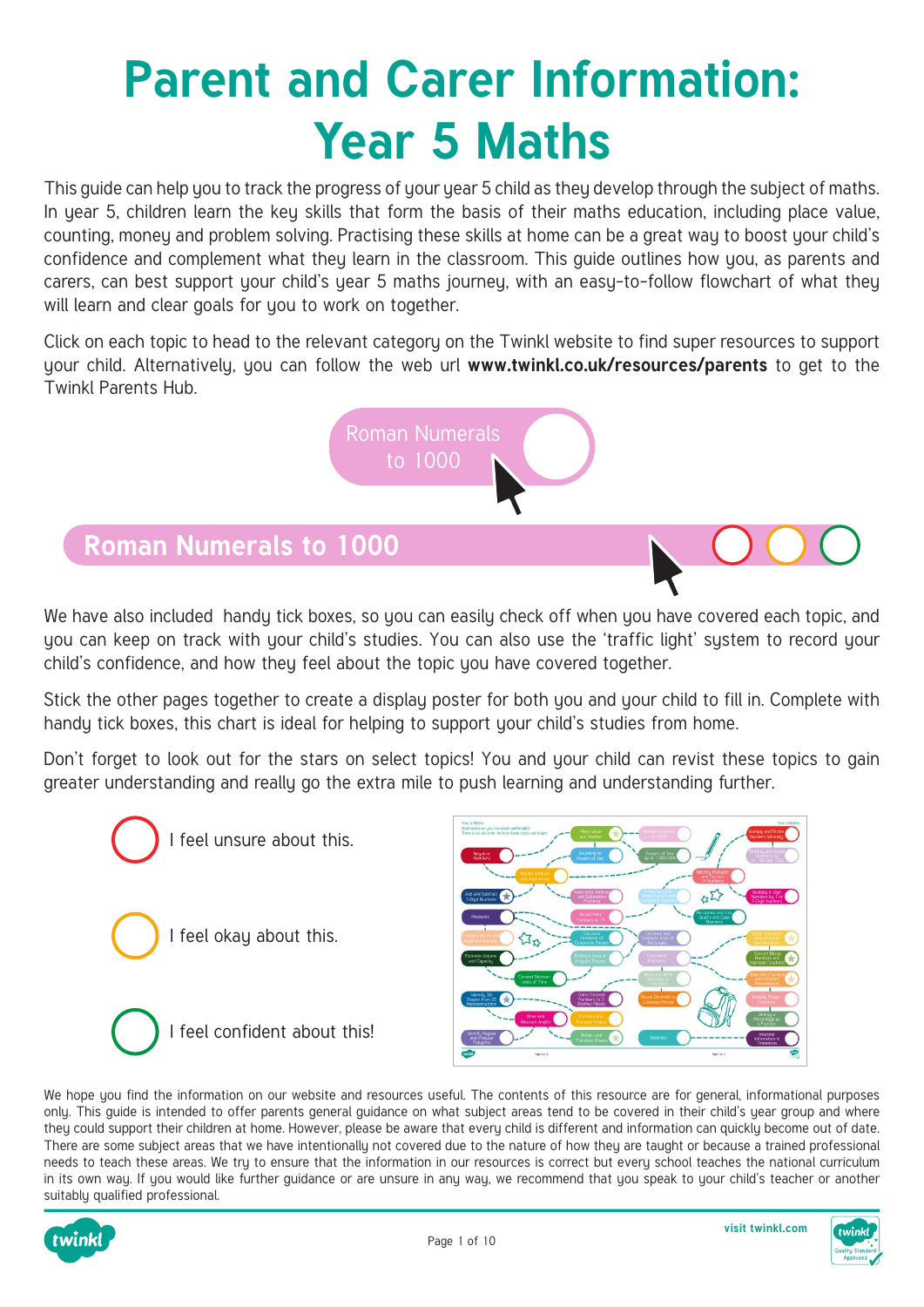# Parent and Carer Information: Year 5 Maths

This guide can help you to track the progress of your year 5 child as they develop through the subject of maths. In year 5, children learn the key skills that form the basis of their maths education, including place value, counting, money and problem solving. Practising these skills at home can be a great way to boost your child's confidence and complement what they learn in the classroom. This guide outlines how you, as parents and carers, can best support your child's year 5 maths journey, with an easy-to-follow flowchart of what they will learn and clear goals for you to work on together.

Click on each topic to head to the relevant category on the Twinkl website to find super resources to support your child. Alternatively, you can follow the web url **www.twinkl.co.uk/resources/parents** to get to the Twinkl Parents Hub.

Roman Numerals to 1000

**Roman Numerals to 1000**

We have also included handy tick boxes, so you can easily check off when you have covered each topic, and you can keep on track with your child's studies. You can also use the 'traffic light' system to record your child's confidence, and how they feel about the topic you have covered together.

Stick the other pages together to create a display poster for both you and your child to fill in. Complete with handy tick boxes, this chart is ideal for helping to support your child's studies from home.

Don't forget to look out for the stars on select topics! You and your child can revist these topics to gain greater understanding and really go the extra mile to push learning and understanding further.

I feel unsure about this.

I feel okay about this.

I feel confident about this!

We hope you find the information on our website and resources useful. The contents of this resource are for general, informational purposes only. This guide is intended to offer parents general guidance on what subject areas tend to be covered in their child's year group and where they could support their children at home. However, please be aware that every child is different and information can quickly become out of date. There are some subject areas that we have intentionally not covered due to the nature of how they are taught or because a trained professional needs to teach these areas. We try to ensure that the information in our resources is correct but every school teaches the national curriculum in its own way. If you would like further guidance or are unsure in any way, we recommend that you speak to your child's teacher or another suitably qualified professional.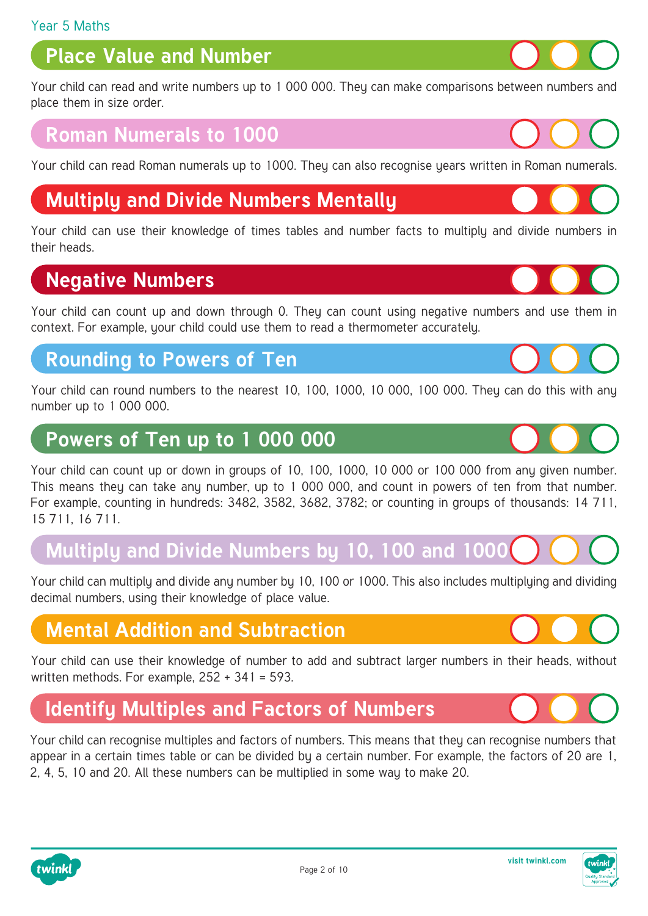Year 5 Maths

## Place Value and Number

Your child can read and write numbers up to 1 000 000. They can make comparisons between numbers and place them in size order.

## Roman Numerals to 1000

Your child can read Roman numerals up to 1000. They can also recognise years written in Roman numerals.

## Multiply and Divide Numbers Mentally

Your child can use their knowledge of times tables and number facts to multiply and divide numbers in their heads.

## Negative Numbers

Your child can count up and down through 0. They can count using negative numbers and use them in context. For example, your child could use them to read a thermometer accurately.

## Rounding to Powers of Ten

Your child can round numbers to the nearest 10, 100, 1000, 10 000, 100 000. They can do this with any number up to 1 000 000.

## Powers of Ten up to 1 000 000

Your child can count up or down in groups of 10, 100, 1000, 10 000 or 100 000 from any given number. This means they can take any number, up to 1 000 000, and count in powers of ten from that number. For example, counting in hundreds: 3482, 3582, 3682, 3782; or counting in groups of thousands: 14 711, 15 711, 16 711.

## Multiply and Divide Numbers by 10, 100 and 1000

Your child can multiply and divide any number by 10, 100 or 1000. This also includes multiplying and dividing decimal numbers, using their knowledge of place value.

## Mental Addition and Subtraction

Your child can use their knowledge of number to add and subtract larger numbers in their heads, without written methods. For example, 252 + 341 = 593.

## Identify Multiples and Factors of Numbers

Your child can recognise multiples and factors of numbers. This means that they can recognise numbers that appear in a certain times table or can be divided by a certain number. For example, the factors of 20 are 1, 2, 4, 5, 10 and 20. All these numbers can be multiplied in some way to make 20.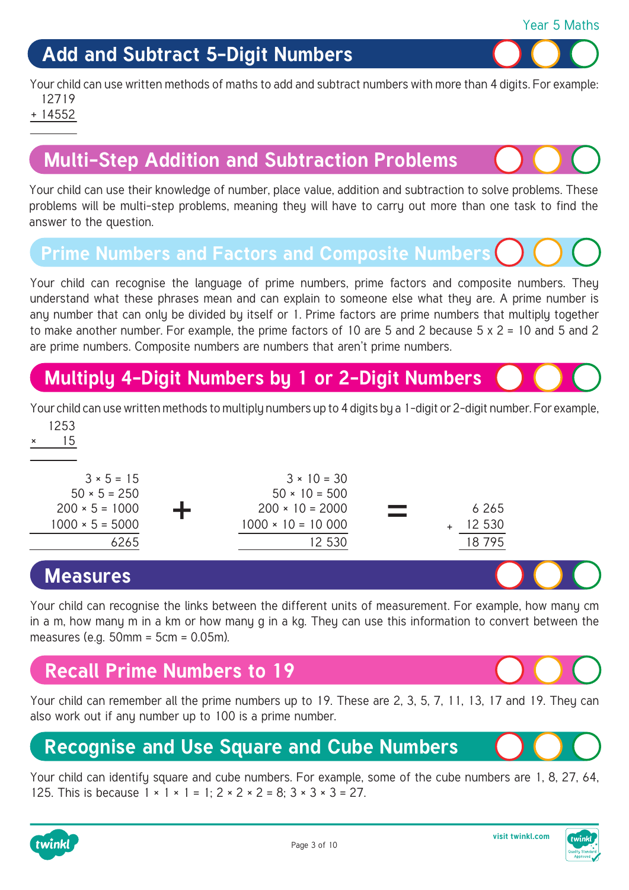## Add and Subtract 5-Digit Numbers

Your child can use written methods of maths to add and subtract numbers with more than 4 digits. For example:

```
  12719
+ 14552
-------
```

## Multi-Step Addition and Subtraction Problems

Your child can use their knowledge of number, place value, addition and subtraction to solve problems. These problems will be multi-step problems, meaning they will have to carry out more than one task to find the answer to the question.

## Prime Numbers and Factors and Composite Numbers

Your child can recognise the language of prime numbers, prime factors and composite numbers. They understand what these phrases mean and can explain to someone else what they are. A prime number is any number that can only be divided by itself or 1. Prime factors are prime numbers that multiply together to make another number. For example, the prime factors of 10 are 5 and 2 because 5 x 2 = 10 and 5 and 2 are prime numbers. Composite numbers are numbers that aren't prime numbers.

## Multiply 4-Digit Numbers by 1 or 2-Digit Numbers

Your child can use written methods to multiply numbers up to 4 digits by a 1-digit or 2-digit number. For example,

```
  1253
×   15
------
```

```
     3 × 5 = 15             3 × 10 = 30
    50 × 5 = 250           50 × 10 = 500
   200 × 5 = 1000         200 × 10 = 2000              6 265
  1000 × 5 = 5000    +   1000 × 10 = 10 000    =   + 12 530
  ---------------        ------------------        --------
            6265                    12 530           18 795
```

## Measures

Your child can recognise the links between the different units of measurement. For example, how many cm in a m, how many m in a km or how many g in a kg. They can use this information to convert between the measures (e.g. 50mm = 5cm = 0.05m).

## Recall Prime Numbers to 19

Your child can remember all the prime numbers up to 19. These are 2, 3, 5, 7, 11, 13, 17 and 19. They can also work out if any number up to 100 is a prime number.

## Recognise and Use Square and Cube Numbers

Your child can identify square and cube numbers. For example, some of the cube numbers are 1, 8, 27, 64, 125. This is because 1 × 1 × 1 = 1; 2 × 2 × 2 = 8; 3 × 3 × 3 = 27.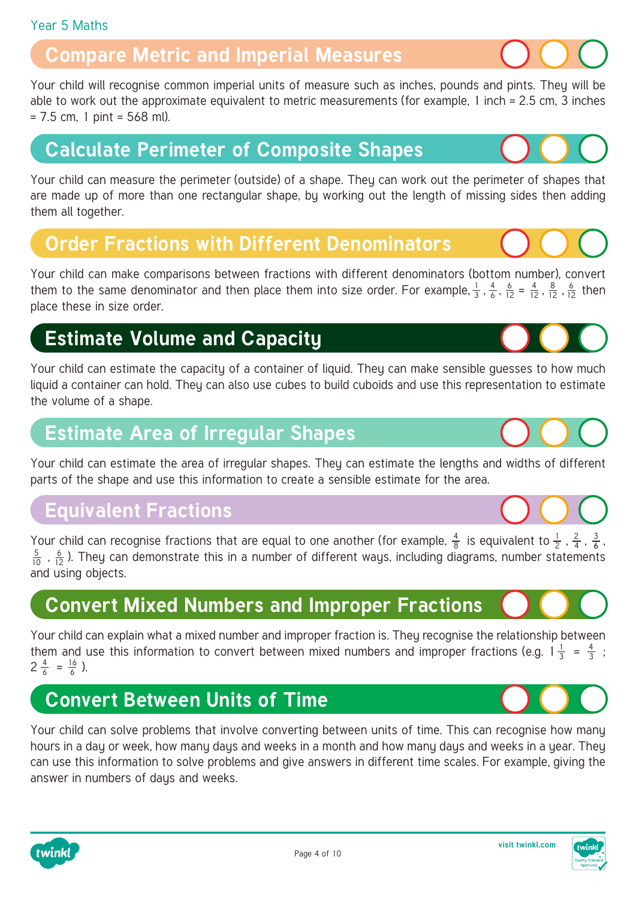Year 5 Maths

## Compare Metric and Imperial Measures

Your child will recognise common imperial units of measure such as inches, pounds and pints. They will be able to work out the approximate equivalent to metric measurements (for example, 1 inch = 2.5 cm, 3 inches = 7.5 cm, 1 pint = 568 ml).

## Calculate Perimeter of Composite Shapes

Your child can measure the perimeter (outside) of a shape. They can work out the perimeter of shapes that are made up of more than one rectangular shape, by working out the length of missing sides then adding them all together.

## Order Fractions with Different Denominators

Your child can make comparisons between fractions with different denominators (bottom number), convert them to the same denominator and then place them into size order. For example, $\frac{1}{3}$, $\frac{4}{6}$, $\frac{6}{12}$ = $\frac{4}{12}$, $\frac{8}{12}$, $\frac{6}{12}$ then place these in size order.

## Estimate Volume and Capacity

Your child can estimate the capacity of a container of liquid. They can make sensible guesses to how much liquid a container can hold. They can also use cubes to build cuboids and use this representation to estimate the volume of a shape.

## Estimate Area of Irregular Shapes

Your child can estimate the area of irregular shapes. They can estimate the lengths and widths of different parts of the shape and use this information to create a sensible estimate for the area.

## Equivalent Fractions

Your child can recognise fractions that are equal to one another (for example, $\frac{4}{8}$ is equivalent to $\frac{1}{2}$, $\frac{2}{4}$, $\frac{3}{6}$, $\frac{5}{10}$, $\frac{6}{12}$). They can demonstrate this in a number of different ways, including diagrams, number statements and using objects.

## Convert Mixed Numbers and Improper Fractions

Your child can explain what a mixed number and improper fraction is. They recognise the relationship between them and use this information to convert between mixed numbers and improper fractions (e.g. $1\frac{1}{3} = \frac{4}{3}$ ; $2\frac{4}{6} = \frac{16}{6}$ ).

## Convert Between Units of Time

Your child can solve problems that involve converting between units of time. This can recognise how many hours in a day or week, how many days and weeks in a month and how many days and weeks in a year. They can use this information to solve problems and give answers in different time scales. For example, giving the answer in numbers of days and weeks.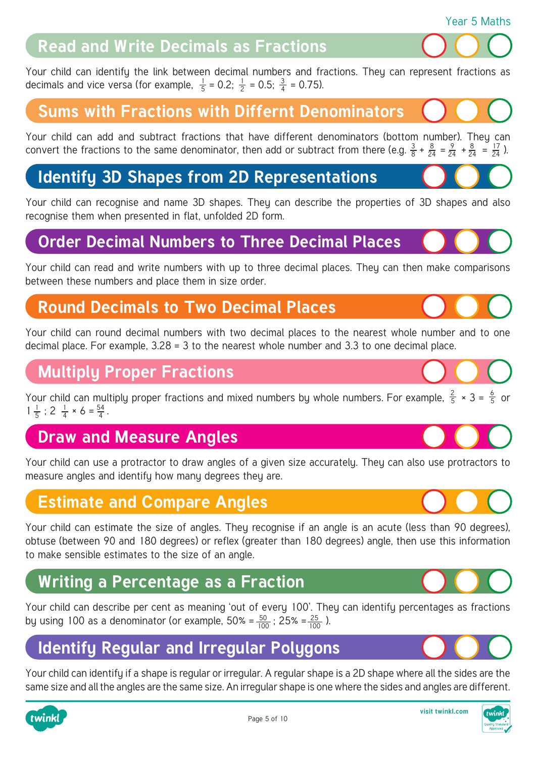## Read and Write Decimals as Fractions

Your child can identify the link between decimal numbers and fractions. They can represent fractions as decimals and vice versa (for example, $\frac{1}{5} = 0.2$; $\frac{1}{2} = 0.5$; $\frac{3}{4} = 0.75$).

## Sums with Fractions with Diffrent Denominators

Your child can add and subtract fractions that have different denominators (bottom number). They can convert the fractions to the same denominator, then add or subtract from there (e.g. $\frac{3}{8} + \frac{8}{24} = \frac{9}{24} + \frac{8}{24} = \frac{17}{24}$ ).

## Identify 3D Shapes from 2D Representations

Your child can recognise and name 3D shapes. They can describe the properties of 3D shapes and also recognise them when presented in flat, unfolded 2D form.

## Order Decimal Numbers to Three Decimal Places

Your child can read and write numbers with up to three decimal places. They can then make comparisons between these numbers and place them in size order.

## Round Decimals to Two Decimal Places

Your child can round decimal numbers with two decimal places to the nearest whole number and to one decimal place. For example, 3.28 = 3 to the nearest whole number and 3.3 to one decimal place.

## Multiply Proper Fractions

Your child can multiply proper fractions and mixed numbers by whole numbers. For example, $\frac{2}{5} \times 3 = \frac{6}{5}$ or $1\frac{1}{5}$ ; $2\ \frac{1}{4} \times 6 = \frac{54}{4}$.

## Draw and Measure Angles

Your child can use a protractor to draw angles of a given size accurately. They can also use protractors to measure angles and identify how many degrees they are.

## Estimate and Compare Angles

Your child can estimate the size of angles. They recognise if an angle is an acute (less than 90 degrees), obtuse (between 90 and 180 degrees) or reflex (greater than 180 degrees) angle, then use this information to make sensible estimates to the size of an angle.

## Writing a Percentage as a Fraction

Your child can describe per cent as meaning 'out of every 100'. They can identify percentages as fractions by using 100 as a denominator (or example, $50\% = \frac{50}{100}$ ; $25\% = \frac{25}{100}$ ).

## Identify Regular and Irregular Polygons

Your child can identify if a shape is regular or irregular. A regular shape is a 2D shape where all the sides are the same size and all the angles are the same size. An irregular shape is one where the sides and angles are different.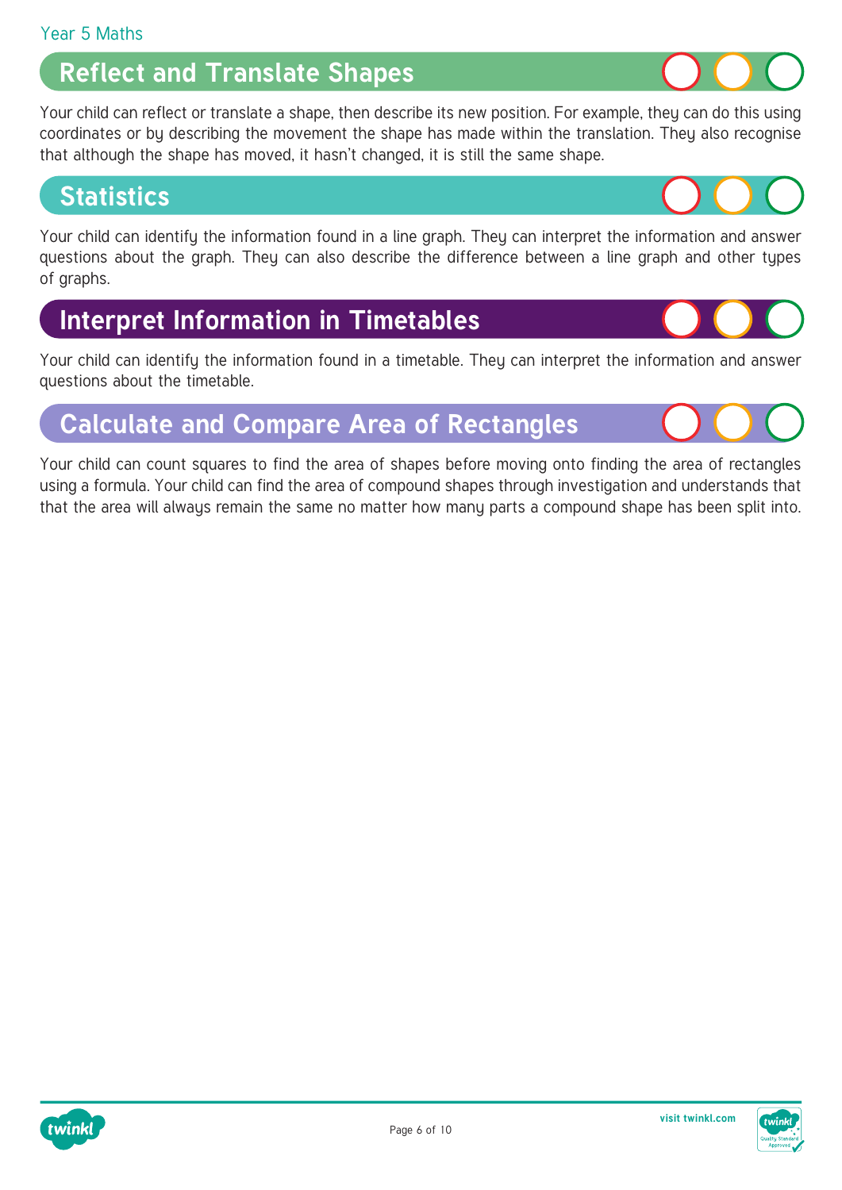## Reflect and Translate Shapes

Your child can reflect or translate a shape, then describe its new position. For example, they can do this using coordinates or by describing the movement the shape has made within the translation. They also recognise that although the shape has moved, it hasn't changed, it is still the same shape.

## Statistics

Your child can identify the information found in a line graph. They can interpret the information and answer questions about the graph. They can also describe the difference between a line graph and other types of graphs.

## Interpret Information in Timetables

Your child can identify the information found in a timetable. They can interpret the information and answer questions about the timetable.

## Calculate and Compare Area of Rectangles

Your child can count squares to find the area of shapes before moving onto finding the area of rectangles using a formula. Your child can find the area of compound shapes through investigation and understands that that the area will always remain the same no matter how many parts a compound shape has been split into.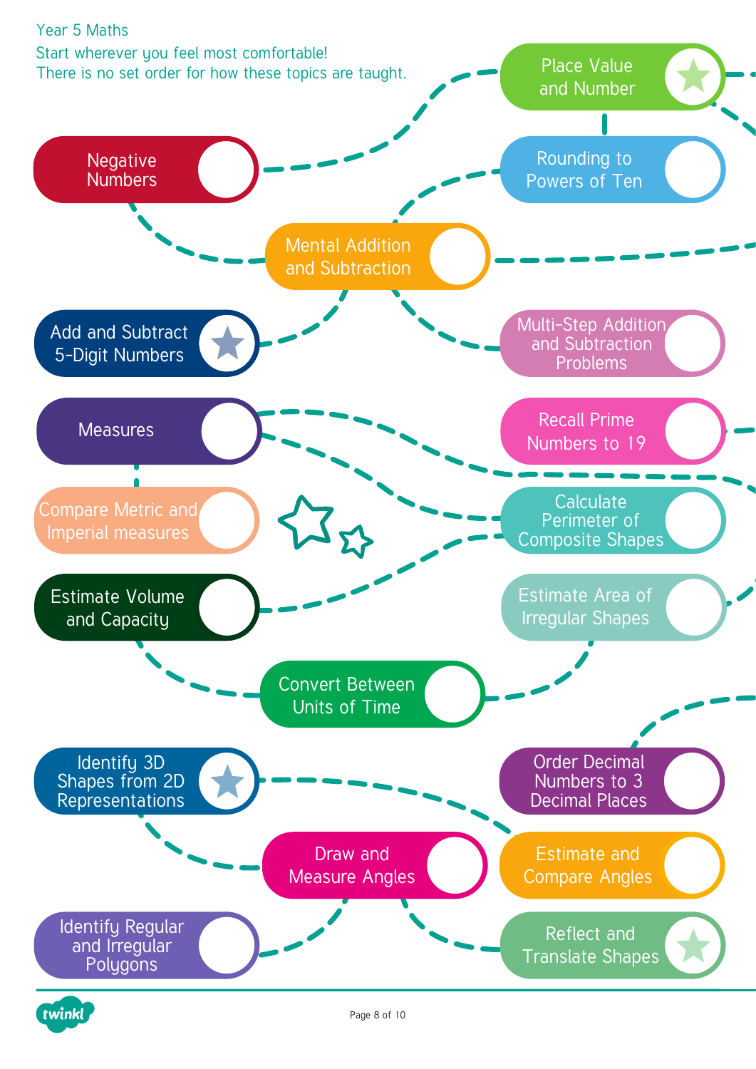Year 5 Maths

Start wherever you feel most comfortable!
There is no set order for how these topics are taught.

- Place Value and Number
- Negative Numbers
- Rounding to Powers of Ten
- Mental Addition and Subtraction
- Add and Subtract 5-Digit Numbers
- Multi-Step Addition and Subtraction Problems
- Measures
- Recall Prime Numbers to 19
- Compare Metric and Imperial measures
- Calculate Perimeter of Composite Shapes
- Estimate Volume and Capacity
- Estimate Area of Irregular Shapes
- Convert Between Units of Time
- Order Decimal Numbers to 3 Decimal Places
- Identify 3D Shapes from 2D Representations
- Draw and Measure Angles
- Estimate and Compare Angles
- Identify Regular and Irregular Polygons
- Reflect and Translate Shapes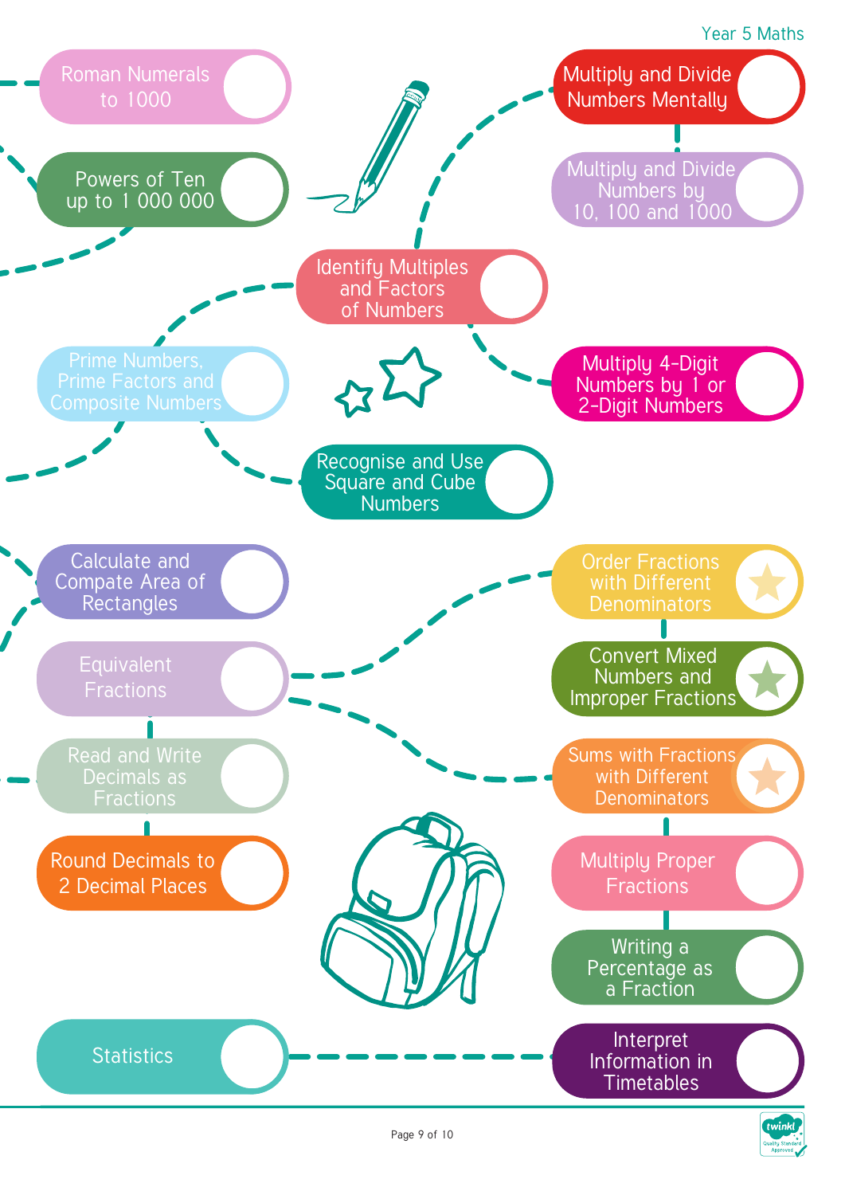Year 5 Maths

- Roman Numerals to 1000
- Powers of Ten up to 1 000 000
- Multiply and Divide Numbers Mentally
- Multiply and Divide Numbers by 10, 100 and 1000
- Identify Multiples and Factors of Numbers
- Prime Numbers, Prime Factors and Composite Numbers
- Multiply 4-Digit Numbers by 1 or 2-Digit Numbers
- Recognise and Use Square and Cube Numbers
- Calculate and Compare Area of Rectangles
- Order Fractions with Different Denominators
- Equivalent Fractions
- Convert Mixed Numbers and Improper Fractions
- Read and Write Decimals as Fractions
- Sums with Fractions with Different Denominators
- Round Decimals to 2 Decimal Places
- Multiply Proper Fractions
- Writing a Percentage as a Fraction
- Statistics
- Interpret Information in Timetables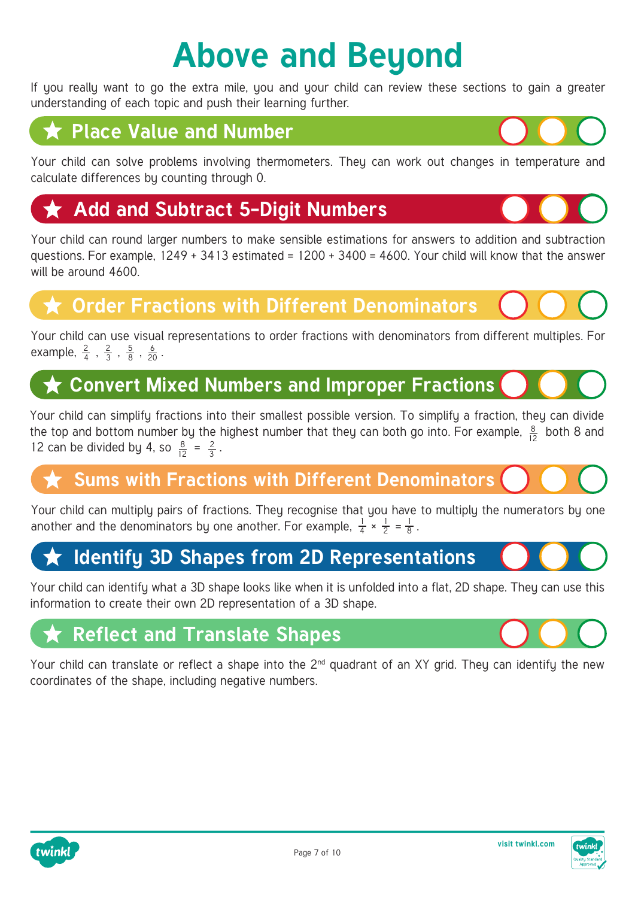# Above and Beyond

If you really want to go the extra mile, you and your child can review these sections to gain a greater understanding of each topic and push their learning further.

## ★ Place Value and Number

Your child can solve problems involving thermometers. They can work out changes in temperature and calculate differences by counting through 0.

## ★ Add and Subtract 5-Digit Numbers

Your child can round larger numbers to make sensible estimations for answers to addition and subtraction questions. For example, 1249 + 3413 estimated = 1200 + 3400 = 4600. Your child will know that the answer will be around 4600.

## ★ Order Fractions with Different Denominators

Your child can use visual representations to order fractions with denominators from different multiples. For example, $\frac{2}{4}$, $\frac{2}{3}$, $\frac{5}{8}$, $\frac{6}{20}$.

## ★ Convert Mixed Numbers and Improper Fractions

Your child can simplify fractions into their smallest possible version. To simplify a fraction, they can divide the top and bottom number by the highest number that they can both go into. For example, $\frac{8}{12}$ both 8 and 12 can be divided by 4, so $\frac{8}{12} = \frac{2}{3}$.

## ★ Sums with Fractions with Different Denominators

Your child can multiply pairs of fractions. They recognise that you have to multiply the numerators by one another and the denominators by one another. For example, $\frac{1}{4} \times \frac{1}{2} = \frac{1}{8}$.

## ★ Identify 3D Shapes from 2D Representations

Your child can identify what a 3D shape looks like when it is unfolded into a flat, 2D shape. They can use this information to create their own 2D representation of a 3D shape.

## ★ Reflect and Translate Shapes

Your child can translate or reflect a shape into the 2nd quadrant of an XY grid. They can identify the new coordinates of the shape, including negative numbers.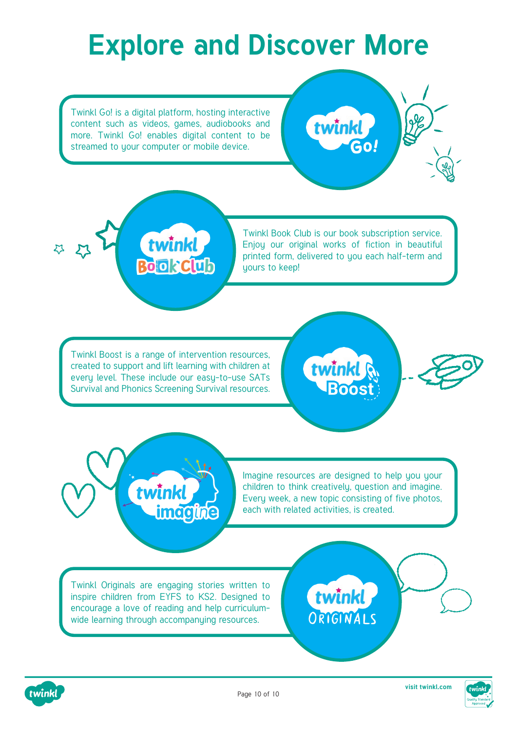# Explore and Discover More

Twinkl Go! is a digital platform, hosting interactive content such as videos, games, audiobooks and more. Twinkl Go! enables digital content to be streamed to your computer or mobile device.

Twinkl Book Club is our book subscription service. Enjoy our original works of fiction in beautiful printed form, delivered to you each half-term and yours to keep!

Twinkl Boost is a range of intervention resources, created to support and lift learning with children at every level. These include our easy-to-use SATs Survival and Phonics Screening Survival resources.

Imagine resources are designed to help you your children to think creatively, question and imagine. Every week, a new topic consisting of five photos, each with related activities, is created.

Twinkl Originals are engaging stories written to inspire children from EYFS to KS2. Designed to encourage a love of reading and help curriculum-wide learning through accompanying resources.